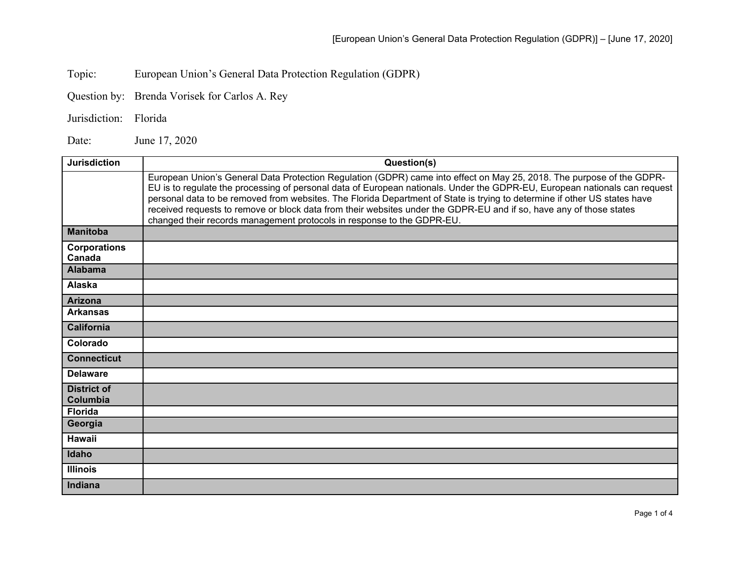Topic: European Union's General Data Protection Regulation (GDPR)

Question by: Brenda Vorisek for Carlos A. Rey

Jurisdiction: Florida

Date: June 17, 2020

| Jurisdiction | Question(s) |
| --- | --- |
| | European Union's General Data Protection Regulation (GDPR) came into effect on May 25, 2018. The purpose of the GDPR-EU is to regulate the processing of personal data of European nationals. Under the GDPR-EU, European nationals can request personal data to be removed from websites. The Florida Department of State is trying to determine if other US states have received requests to remove or block data from their websites under the GDPR-EU and if so, have any of those states changed their records management protocols in response to the GDPR-EU. |
| **Manitoba** | |
| **Corporations Canada** | |
| **Alabama** | |
| **Alaska** | |
| **Arizona** | |
| **Arkansas** | |
| **California** | |
| **Colorado** | |
| **Connecticut** | |
| **Delaware** | |
| **District of Columbia** | |
| **Florida** | |
| **Georgia** | |
| **Hawaii** | |
| **Idaho** | |
| **Illinois** | |
| **Indiana** | |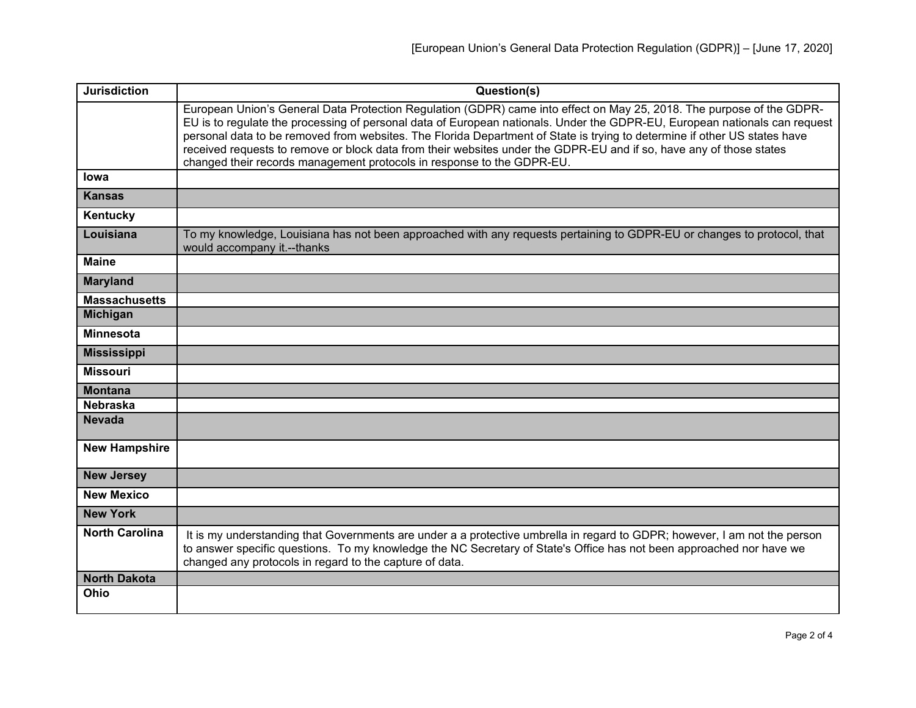| Jurisdiction | Question(s) |
| --- | --- |
| | European Union's General Data Protection Regulation (GDPR) came into effect on May 25, 2018. The purpose of the GDPR-EU is to regulate the processing of personal data of European nationals. Under the GDPR-EU, European nationals can request personal data to be removed from websites. The Florida Department of State is trying to determine if other US states have received requests to remove or block data from their websites under the GDPR-EU and if so, have any of those states changed their records management protocols in response to the GDPR-EU. |
| **Iowa** | |
| **Kansas** | |
| **Kentucky** | |
| **Louisiana** | To my knowledge, Louisiana has not been approached with any requests pertaining to GDPR-EU or changes to protocol, that would accompany it.--thanks |
| **Maine** | |
| **Maryland** | |
| **Massachusetts** | |
| **Michigan** | |
| **Minnesota** | |
| **Mississippi** | |
| **Missouri** | |
| **Montana** | |
| **Nebraska** | |
| **Nevada** | |
| **New Hampshire** | |
| **New Jersey** | |
| **New Mexico** | |
| **New York** | |
| **North Carolina** | It is my understanding that Governments are under a a protective umbrella in regard to GDPR; however, I am not the person to answer specific questions. To my knowledge the NC Secretary of State's Office has not been approached nor have we changed any protocols in regard to the capture of data. |
| **North Dakota** | |
| **Ohio** | |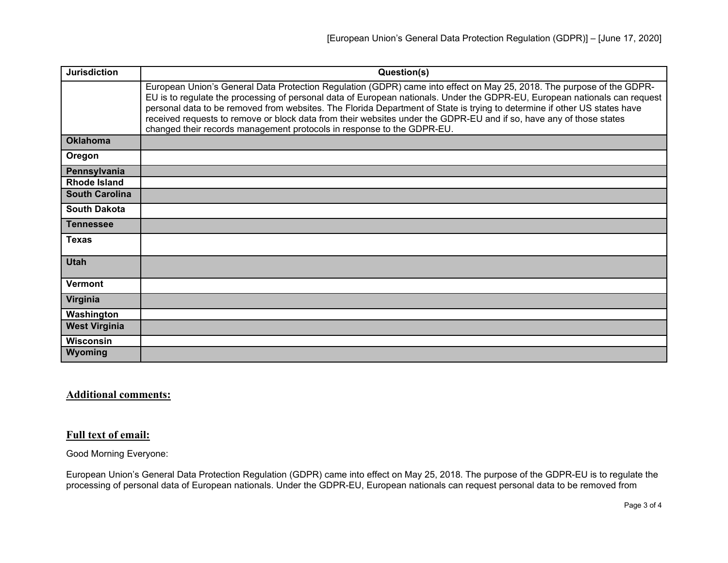| Jurisdiction | Question(s) |
|---|---|
| | European Union's General Data Protection Regulation (GDPR) came into effect on May 25, 2018. The purpose of the GDPR-EU is to regulate the processing of personal data of European nationals. Under the GDPR-EU, European nationals can request personal data to be removed from websites. The Florida Department of State is trying to determine if other US states have received requests to remove or block data from their websites under the GDPR-EU and if so, have any of those states changed their records management protocols in response to the GDPR-EU. |
| **Oklahoma** | |
| **Oregon** | |
| **Pennsylvania** | |
| **Rhode Island** | |
| **South Carolina** | |
| **South Dakota** | |
| **Tennessee** | |
| **Texas** | |
| **Utah** | |
| **Vermont** | |
| **Virginia** | |
| **Washington** | |
| **West Virginia** | |
| **Wisconsin** | |
| **Wyoming** | |

## Additional comments:

## Full text of email:

Good Morning Everyone:

European Union's General Data Protection Regulation (GDPR) came into effect on May 25, 2018. The purpose of the GDPR-EU is to regulate the processing of personal data of European nationals. Under the GDPR-EU, European nationals can request personal data to be removed from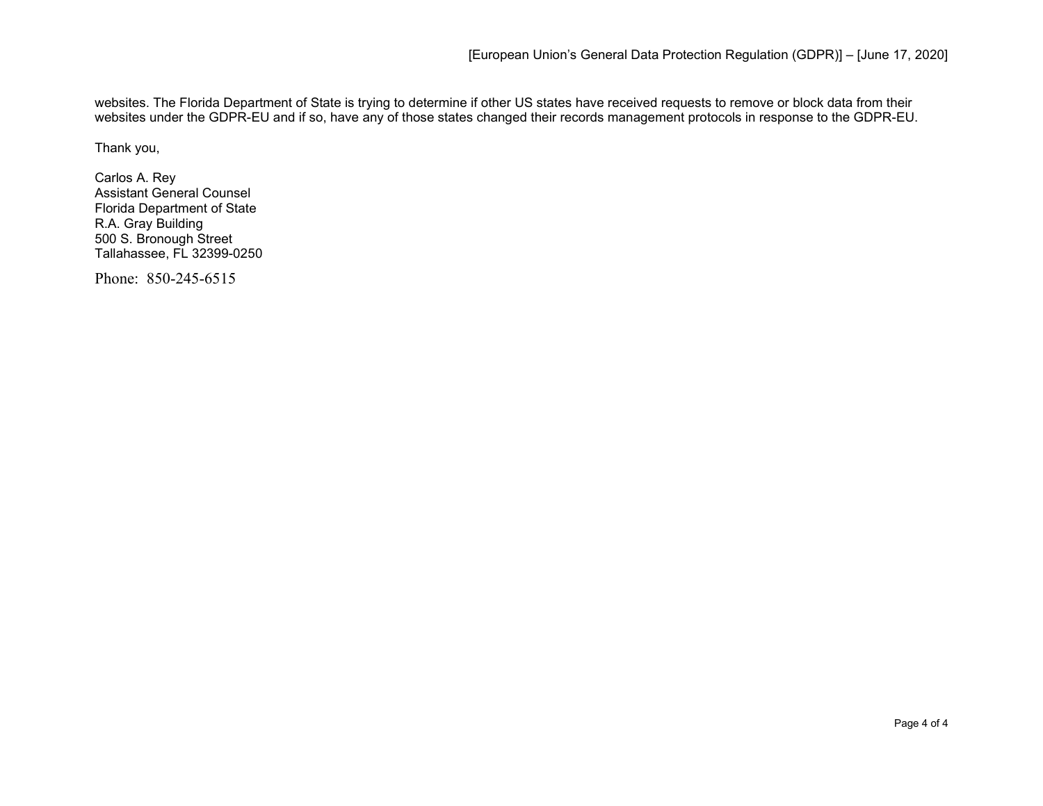websites. The Florida Department of State is trying to determine if other US states have received requests to remove or block data from their websites under the GDPR-EU and if so, have any of those states changed their records management protocols in response to the GDPR-EU.

Thank you,

Carlos A. Rey
Assistant General Counsel
Florida Department of State
R.A. Gray Building
500 S. Bronough Street
Tallahassee, FL 32399-0250

Phone: 850-245-6515